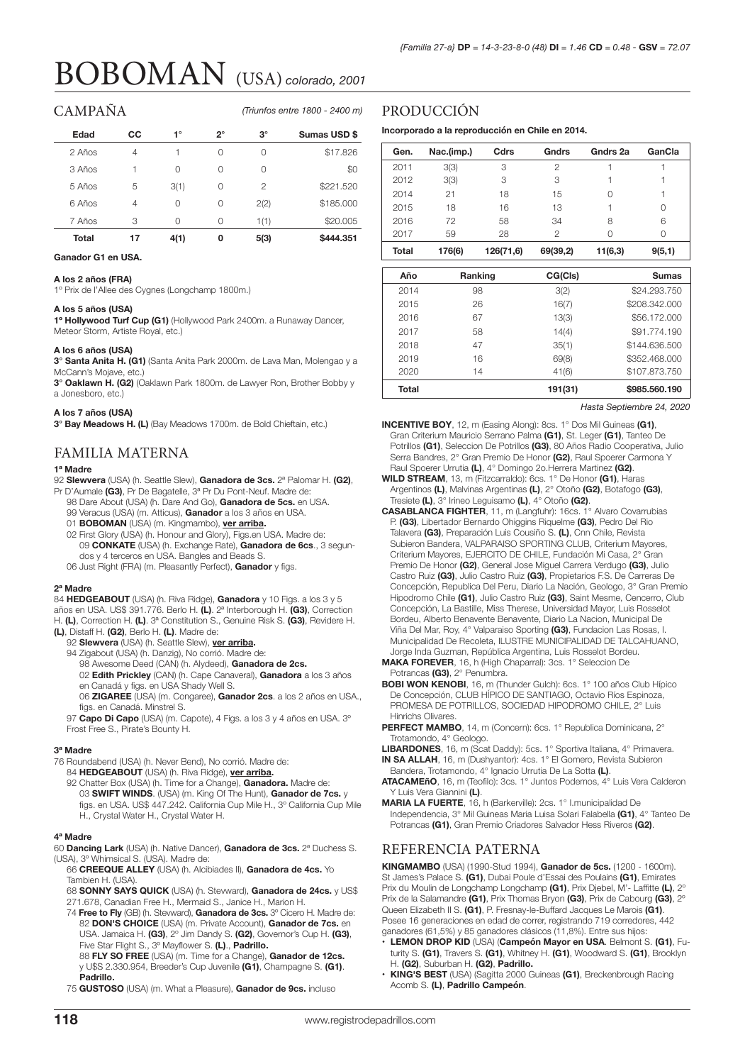*{Familia 27-a}* ***DP** = 14-3-23-8-0 (48)* ***DI** = 1.46* ***CD** = 0.48* - ***GSV** = 72.07*

# BOBOMAN (USA) *colorado, 2001*

## CAMPAÑA

*(Triunfos entre 1800 - 2400 m)*

| Edad | CC | 1° | 2° | 3° | Sumas USD $ |
|---|---|---|---|---|---|
| 2 Años | 4 | 1 | 0 | 0 | $17.826 |
| 3 Años | 1 | 0 | 0 | 0 | $0 |
| 5 Años | 5 | 3(1) | 0 | 2 | $221.520 |
| 6 Años | 4 | 0 | 0 | 2(2) | $185.000 |
| 7 Años | 3 | 0 | 0 | 1(1) | $20.005 |
| **Total** | **17** | **4(1)** | **0** | **5(3)** | **$444.351** |

**Ganador G1 en USA.**

**A los 2 años (FRA)**
1º Prix de l'Allee des Cygnes (Longchamp 1800m.)

**A los 5 años (USA)**
**1º Hollywood Turf Cup (G1)** (Hollywood Park 2400m. a Runaway Dancer, Meteor Storm, Artiste Royal, etc.)

**A los 6 años (USA)**
**3° Santa Anita H. (G1)** (Santa Anita Park 2000m. de Lava Man, Molengao y a McCann's Mojave, etc.)
**3° Oaklawn H. (G2)** (Oaklawn Park 1800m. de Lawyer Ron, Brother Bobby y a Jonesboro, etc.)

**A los 7 años (USA)**
**3° Bay Meadows H. (L)** (Bay Meadows 1700m. de Bold Chieftain, etc.)

## FAMILIA MATERNA

**1ª Madre**
92 **Slewvera** (USA) (h. Seattle Slew), **Ganadora de 3cs.** 2ª Palomar H. **(G2)**, Pr D'Aumale **(G3)**, Pr De Bagatelle, 3ª Pr Du Pont-Neuf. Madre de:
- 98 Dare About (USA) (h. Dare And Go), **Ganadora de 5cs.** en USA.
- 99 Veracus (USA) (m. Atticus), **Ganador** a los 3 años en USA.
- 01 **BOBOMAN** (USA) (m. Kingmambo), **ver arriba.**
- 02 First Glory (USA) (h. Honour and Glory), Figs.en USA. Madre de:
  - 09 **CONKATE** (USA) (h. Exchange Rate), **Ganadora de 6cs**., 3 segundos y 4 terceros en USA. Bangles and Beads S.
- 06 Just Right (FRA) (m. Pleasantly Perfect), **Ganador** y figs.

**2ª Madre**
84 **HEDGEABOUT** (USA) (h. Riva Ridge), **Ganadora** y 10 Figs. a los 3 y 5 años en USA. US$ 391.776. Berlo H. **(L)**. 2ª Interborough H. **(G3)**, Correction H. **(L)**, Correction H. **(L)**. 3ª Constitution S., Genuine Risk S. **(G3)**, Revidere H. **(L)**, Distaff H. **(G2)**, Berlo H. **(L)**. Madre de:
- 92 **Slewvera** (USA) (h. Seattle Slew), **ver arriba.**
- 94 Zigabout (USA) (h. Danzig), No corrió. Madre de:
  - 98 Awesome Deed (CAN) (h. Alydeed), **Ganadora de 2cs.**
  - 02 **Edith Prickley** (CAN) (h. Cape Canaveral), **Ganadora** a los 3 años en Canadá y figs. en USA Shady Well S.
  - 06 **ZIGAREE** (USA) (m. Congaree), **Ganador 2cs**. a los 2 años en USA., figs. en Canadá. Minstrel S.
- 97 **Capo Di Capo** (USA) (m. Capote), 4 Figs. a los 3 y 4 años en USA. 3º Frost Free S., Pirate's Bounty H.

**3ª Madre**
76 Roundabend (USA) (h. Never Bend), No corrió. Madre de:
- 84 **HEDGEABOUT** (USA) (h. Riva Ridge), **ver arriba.**
- 92 Chatter Box (USA) (h. Time for a Change), **Ganadora.** Madre de:
  - 03 **SWIFT WINDS**. (USA) (m. King Of The Hunt), **Ganador de 7cs.** y figs. en USA. US$ 447.242. California Cup Mile H., 3º California Cup Mile H., Crystal Water H., Crystal Water H.

**4ª Madre**
60 **Dancing Lark** (USA) (h. Native Dancer), **Ganadora de 3cs.** 2ª Duchess S. (USA), 3º Whimsical S. (USA). Madre de:
- 66 **CREEQUE ALLEY** (USA) (h. Alcibiades II), **Ganadora de 4cs.** Yo Tambien H. (USA).
- 68 **SONNY SAYS QUICK** (USA) (h. Stevward), **Ganadora de 24cs.** y US$ 271.678, Canadian Free H., Mermaid S., Janice H., Marion H.
- 74 **Free to Fly** (GB) (h. Steward), **Ganadora de 3cs.** 3º Cicero H. Madre de:
  - 82 **DON'S CHOICE** (USA) (m. Private Account), **Ganador de 7cs.** en USA. Jamaica H. **(G3)**, 2º Jim Dandy S. **(G2)**, Governor's Cup H. **(G3)**, Five Star Flight S., 3º Mayflower S. **(L)**., **Padrillo.**
  - 88 **FLY SO FREE** (USA) (m. Time for a Change), **Ganador de 12cs.** y U$S 2.330.954, Breeder's Cup Juvenile **(G1)**, Champagne S. **(G1)**. **Padrillo.**
- 75 **GUSTOSO** (USA) (m. What a Pleasure), **Ganador de 9cs.** incluso

## PRODUCCIÓN

**Incorporado a la reproducción en Chile en 2014.**

| Gen. | Nac.(imp.) | Cdrs | Gndrs | Gndrs 2a | GanCla |
|---|---|---|---|---|---|
| 2011 | 3(3) | 3 | 2 | 1 | 1 |
| 2012 | 3(3) | 3 | 3 | 1 | 1 |
| 2014 | 21 | 18 | 15 | 0 | 1 |
| 2015 | 18 | 16 | 13 | 1 | 0 |
| 2016 | 72 | 58 | 34 | 8 | 6 |
| 2017 | 59 | 28 | 2 | 0 | 0 |
| **Total** | **176(6)** | **126(71,6)** | **69(39,2)** | **11(6,3)** | **9(5,1)** |

| Año | Ranking | CG(Cls) | Sumas |
|---|---|---|---|
| 2014 | 98 | 3(2) | $24.293.750 |
| 2015 | 26 | 16(7) | $208.342.000 |
| 2016 | 67 | 13(3) | $56.172.000 |
| 2017 | 58 | 14(4) | $91.774.190 |
| 2018 | 47 | 35(1) | $144.636.500 |
| 2019 | 16 | 69(8) | $352.468.000 |
| 2020 | 14 | 41(6) | $107.873.750 |
| **Total** | | **191(31)** | **$985.560.190** |

*Hasta Septiembre 24, 2020*

**INCENTIVE BOY**, 12, m (Easing Along): 8cs. 1° Dos Mil Guineas **(G1)**, Gran Criterium Mauricio Serrano Palma **(G1)**, St. Leger **(G1)**, Tanteo De Potrillos **(G1)**, Seleccion De Potrillos **(G3)**, 80 Años Radio Cooperativa, Julio Serra Bandres, 2° Gran Premio De Honor **(G2)**, Raul Spoerer Carmona Y Raul Spoerer Urrutia **(L)**, 4° Domingo 2o.Herrera Martinez **(G2)**.

**WILD STREAM**, 13, m (Fitzcarraldo): 6cs. 1° De Honor **(G1)**, Haras Argentinos **(L)**, Malvinas Argentinas **(L)**, 2° Otoño **(G2)**, Botafogo **(G3)**, Tresiete **(L)**, 3° Irineo Leguisamo **(L)**, 4° Otoño **(G2)**.

**CASABLANCA FIGHTER**, 11, m (Langfuhr): 16cs. 1° Alvaro Covarrubias P. **(G3)**, Libertador Bernardo Ohiggins Riquelme **(G3)**, Pedro Del Rio Talavera **(G3)**, Preparación Luis Cousiño S. **(L)**, Cnn Chile, Revista Subieron Bandera, VALPARAISO SPORTING CLUB, Criterium Mayores, Criterium Mayores, EJERCITO DE CHILE, Fundación Mi Casa, 2° Gran Premio De Honor **(G2)**, General Jose Miguel Carrera Verdugo **(G3)**, Julio Castro Ruiz **(G3)**, Julio Castro Ruiz **(G3)**, Propietarios F.S. De Carreras De Concepción, Republica Del Peru, Diario La Nación, Geologo, 3° Gran Premio Hipodromo Chile **(G1)**, Julio Castro Ruiz **(G3)**, Saint Mesme, Cencerro, Club Concepción, La Bastille, Miss Therese, Universidad Mayor, Luis Rosselot Bordeu, Alberto Benavente Benavente, Diario La Nacion, Municipal De Viña Del Mar, Roy, 4° Valparaiso Sporting **(G3)**, Fundacion Las Rosas, I. Municipalidad De Recoleta, ILUSTRE MUNICIPALIDAD DE TALCAHUANO, Jorge Inda Guzman, República Argentina, Luis Rosselot Bordeu.

**MAKA FOREVER**, 16, h (High Chaparral): 3cs. 1° Seleccion De Potrancas **(G3)**, 2° Penumbra.

**BOBI WON KENOBI**, 16, m (Thunder Gulch): 6cs. 1° 100 años Club Hípico De Concepción, CLUB HÍPICO DE SANTIAGO, Octavio Ríos Espinoza, PROMESA DE POTRILLOS, SOCIEDAD HIPODROMO CHILE, 2° Luis Hinrichs Olivares.

**PERFECT MAMBO**, 14, m (Concern): 6cs. 1° Republica Dominicana, 2° Trotamondo, 4° Geologo.

**LIBARDONES**, 16, m (Scat Daddy): 5cs. 1° Sportiva Italiana, 4° Primavera.

**IN SA ALLAH**, 16, m (Dushyantor): 4cs. 1° El Gomero, Revista Subieron Bandera, Trotamondo, 4° Ignacio Urrutia De La Sotta **(L)**.

**ATACAMEñO**, 16, m (Teofilo): 3cs. 1° Juntos Podemos, 4° Luis Vera Calderon Y Luis Vera Giannini **(L)**.

**MARIA LA FUERTE**, 16, h (Barkerville): 2cs. 1° I.municipalidad De Independencia, 3° Mil Guineas Maria Luisa Solari Falabella **(G1)**, 4° Tanteo De Potrancas **(G1)**, Gran Premio Criadores Salvador Hess Riveros **(G2)**.

## REFERENCIA PATERNA

**KINGMAMBO** (USA) (1990-Stud 1994), **Ganador de 5cs.** (1200 - 1600m). St James's Palace S. **(G1)**, Dubai Poule d'Essai des Poulains **(G1)**, Emirates Prix du Moulin de Longchamp Longchamp **(G1)**, Prix Djebel, M'- Laffitte **(L)**, 2º Prix de la Salamandre **(G1)**, Prix Thomas Bryon **(G3)**, Prix de Cabourg **(G3)**, 2º Queen Elizabeth II S. **(G1)**, P. Fresnay-le-Buffard Jacques Le Marois **(G1)**. Posee 16 generaciones en edad de correr, registrando 719 corredores, 442 ganadores (61,5%) y 85 ganadores clásicos (11,8%). Entre sus hijos:

- **LEMON DROP KID** (USA) (**Campeón Mayor en USA**. Belmont S. **(G1)**, Futurity S. **(G1)**, Travers S. **(G1)**, Whitney H. **(G1)**, Woodward S. **(G1)**, Brooklyn H. **(G2)**, Suburban H. **(G2)**, **Padrillo.**
- **KING'S BEST** (USA) (Sagitta 2000 Guineas **(G1)**, Breckenbrough Racing Acomb S. **(L)**, **Padrillo Campeón**.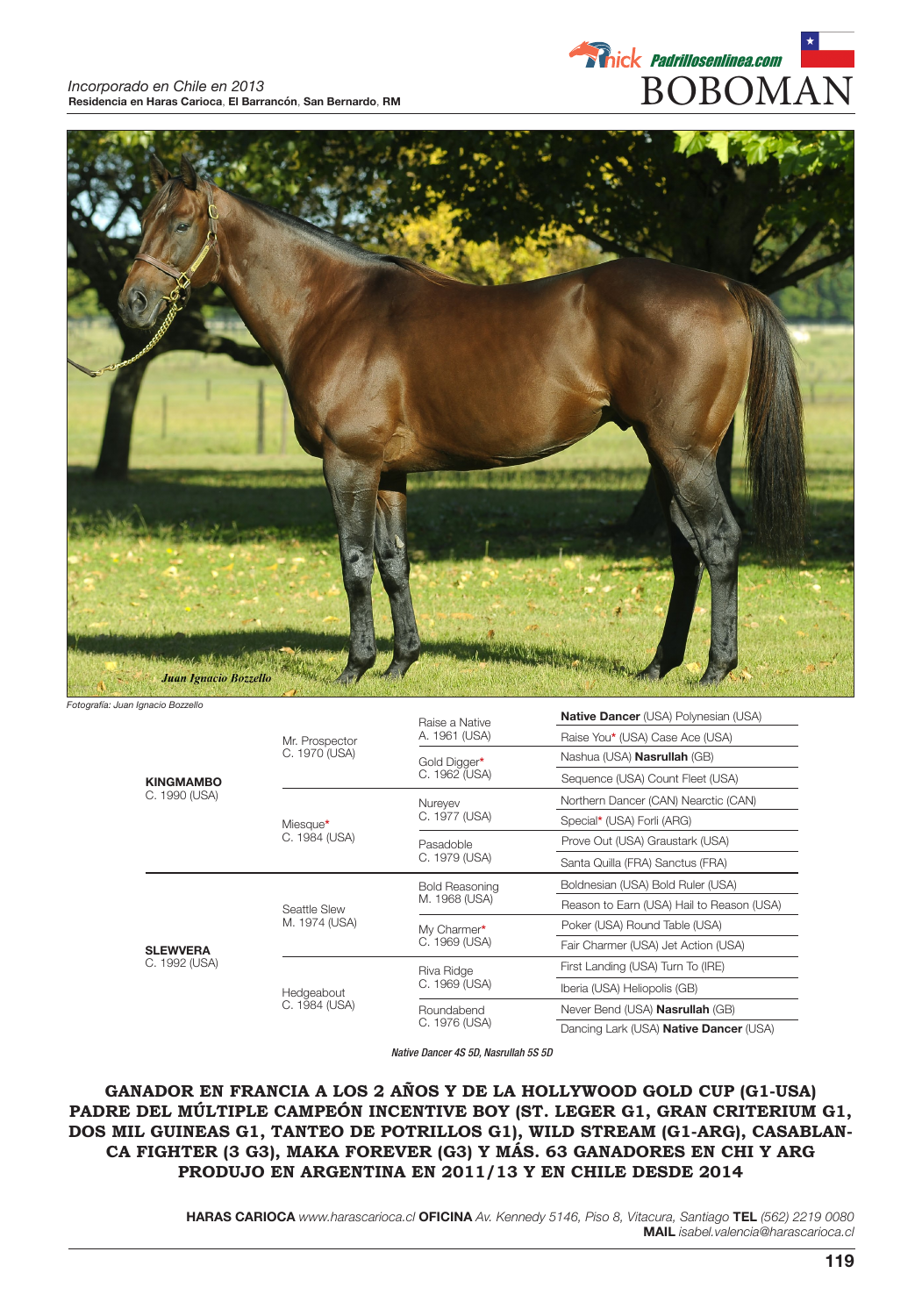*Incorporado en Chile en 2013*
**Residencia en Haras Carioca**, **El Barrancón**, **San Bernardo**, **RM**

Padrillosenlinea.com

# BOBOMAN

*Fotografía: Juan Ignacio Bozzello*

| | | | |
|---|---|---|---|
| **KINGMAMBO** C. 1990 (USA) | Mr. Prospector C. 1970 (USA) | Raise a Native A. 1961 (USA) | **Native Dancer** (USA) Polynesian (USA) |
| | | | Raise You* (USA) Case Ace (USA) |
| | | Gold Digger* C. 1962 (USA) | Nashua (USA) **Nasrullah** (GB) |
| | | | Sequence (USA) Count Fleet (USA) |
| | Miesque* C. 1984 (USA) | Nureyev C. 1977 (USA) | Northern Dancer (CAN) Nearctic (CAN) |
| | | | Special* (USA) Forli (ARG) |
| | | Pasadoble C. 1979 (USA) | Prove Out (USA) Graustark (USA) |
| | | | Santa Quilla (FRA) Sanctus (FRA) |
| **SLEWVERA** C. 1992 (USA) | Seattle Slew M. 1974 (USA) | Bold Reasoning M. 1968 (USA) | Boldnesian (USA) Bold Ruler (USA) |
| | | | Reason to Earn (USA) Hail to Reason (USA) |
| | | My Charmer* C. 1969 (USA) | Poker (USA) Round Table (USA) |
| | | | Fair Charmer (USA) Jet Action (USA) |
| | Hedgeabout C. 1984 (USA) | Riva Ridge C. 1969 (USA) | First Landing (USA) Turn To (IRE) |
| | | | Iberia (USA) Heliopolis (GB) |
| | | Roundabend C. 1976 (USA) | Never Bend (USA) **Nasrullah** (GB) |
| | | | Dancing Lark (USA) **Native Dancer** (USA) |

*Native Dancer 4S 5D, Nasrullah 5S 5D*

**GANADOR EN FRANCIA A LOS 2 AÑOS Y DE LA HOLLYWOOD GOLD CUP (G1-USA) PADRE DEL MÚLTIPLE CAMPEÓN INCENTIVE BOY (ST. LEGER G1, GRAN CRITERIUM G1, DOS MIL GUINEAS G1, TANTEO DE POTRILLOS G1), WILD STREAM (G1-ARG), CASABLANCA FIGHTER (3 G3), MAKA FOREVER (G3) Y MÁS. 63 GANADORES EN CHI Y ARG PRODUJO EN ARGENTINA EN 2011/13 Y EN CHILE DESDE 2014**

**HARAS CARIOCA** *www.harascarioca.cl* **OFICINA** *Av. Kennedy 5146, Piso 8, Vitacura, Santiago* **TEL** *(562) 2219 0080*
**MAIL** *isabel.valencia@harascarioca.cl*